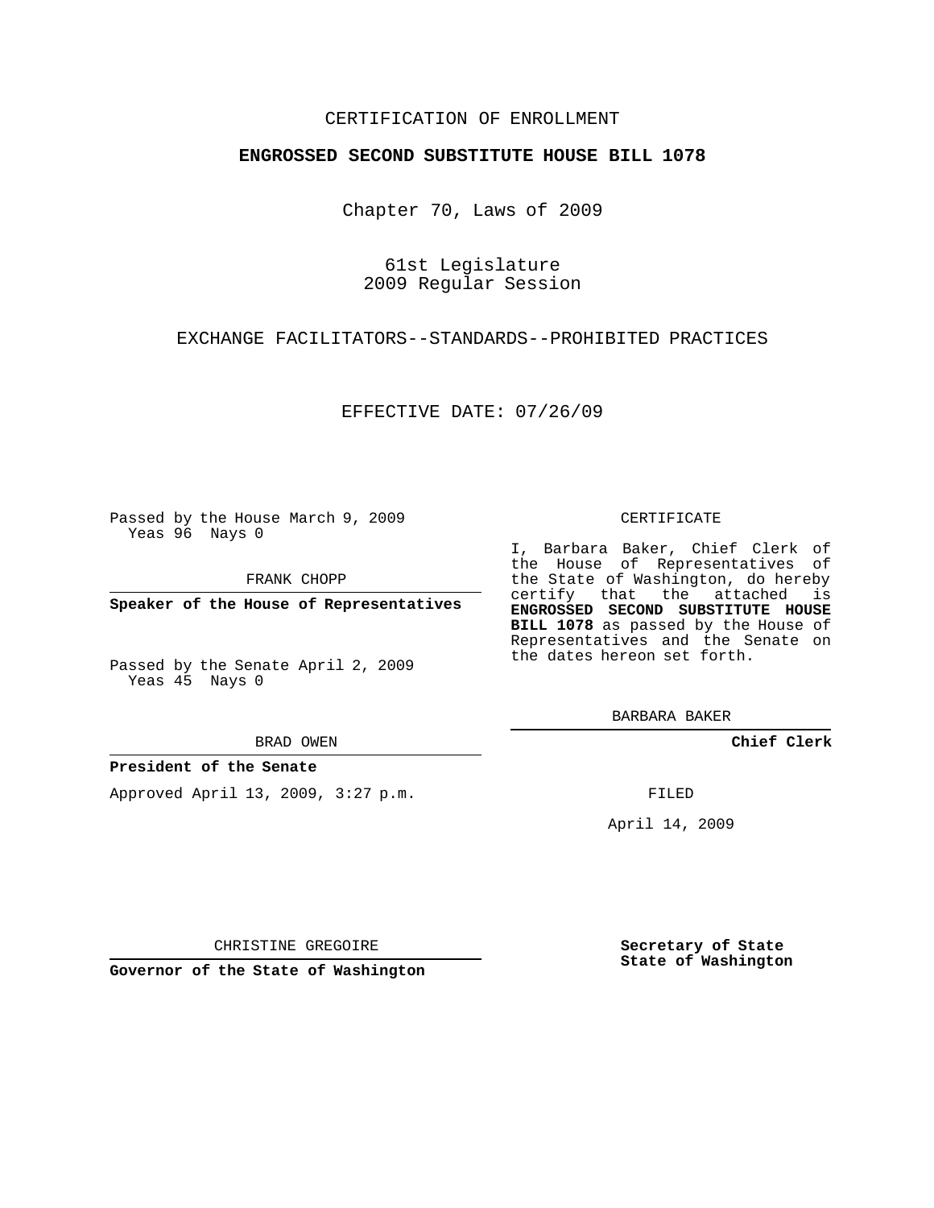CERTIFICATION OF ENROLLMENT

**ENGROSSED SECOND SUBSTITUTE HOUSE BILL 1078**

Chapter 70, Laws of 2009

61st Legislature
2009 Regular Session

EXCHANGE FACILITATORS--STANDARDS--PROHIBITED PRACTICES

EFFECTIVE DATE: 07/26/09

Passed by the House March 9, 2009
Yeas 96 Nays 0

FRANK CHOPP

**Speaker of the House of Representatives**

Passed by the Senate April 2, 2009
Yeas 45 Nays 0

BRAD OWEN

**President of the Senate**

Approved April 13, 2009, 3:27 p.m.

CHRISTINE GREGOIRE

**Governor of the State of Washington**

CERTIFICATE

I, Barbara Baker, Chief Clerk of the House of Representatives of the State of Washington, do hereby certify that the attached is **ENGROSSED SECOND SUBSTITUTE HOUSE BILL 1078** as passed by the House of Representatives and the Senate on the dates hereon set forth.

BARBARA BAKER

**Chief Clerk**

FILED

April 14, 2009

**Secretary of State**
**State of Washington**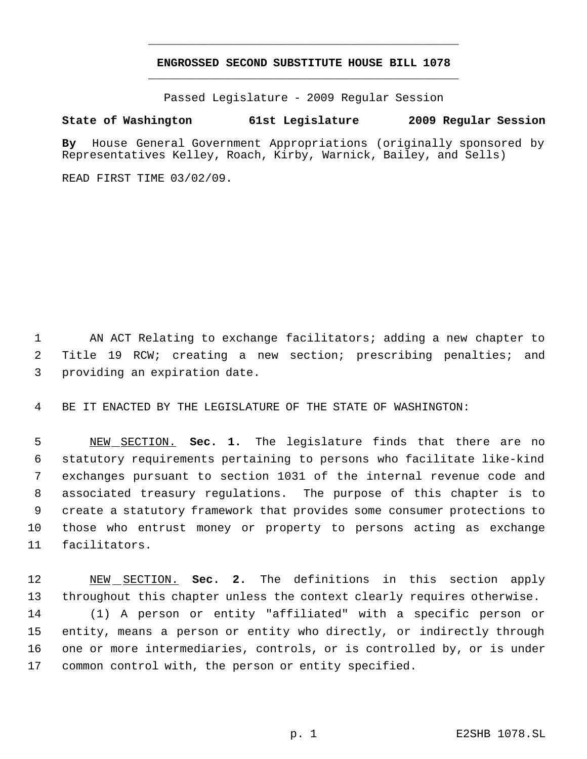# ENGROSSED SECOND SUBSTITUTE HOUSE BILL 1078

Passed Legislature - 2009 Regular Session

**State of Washington 61st Legislature 2009 Regular Session**

**By** House General Government Appropriations (originally sponsored by Representatives Kelley, Roach, Kirby, Warnick, Bailey, and Sells)

READ FIRST TIME 03/02/09.

AN ACT Relating to exchange facilitators; adding a new chapter to Title 19 RCW; creating a new section; prescribing penalties; and providing an expiration date.

BE IT ENACTED BY THE LEGISLATURE OF THE STATE OF WASHINGTON:

NEW SECTION. **Sec. 1.** The legislature finds that there are no statutory requirements pertaining to persons who facilitate like-kind exchanges pursuant to section 1031 of the internal revenue code and associated treasury regulations. The purpose of this chapter is to create a statutory framework that provides some consumer protections to those who entrust money or property to persons acting as exchange facilitators.

NEW SECTION. **Sec. 2.** The definitions in this section apply throughout this chapter unless the context clearly requires otherwise.

(1) A person or entity "affiliated" with a specific person or entity, means a person or entity who directly, or indirectly through one or more intermediaries, controls, or is controlled by, or is under common control with, the person or entity specified.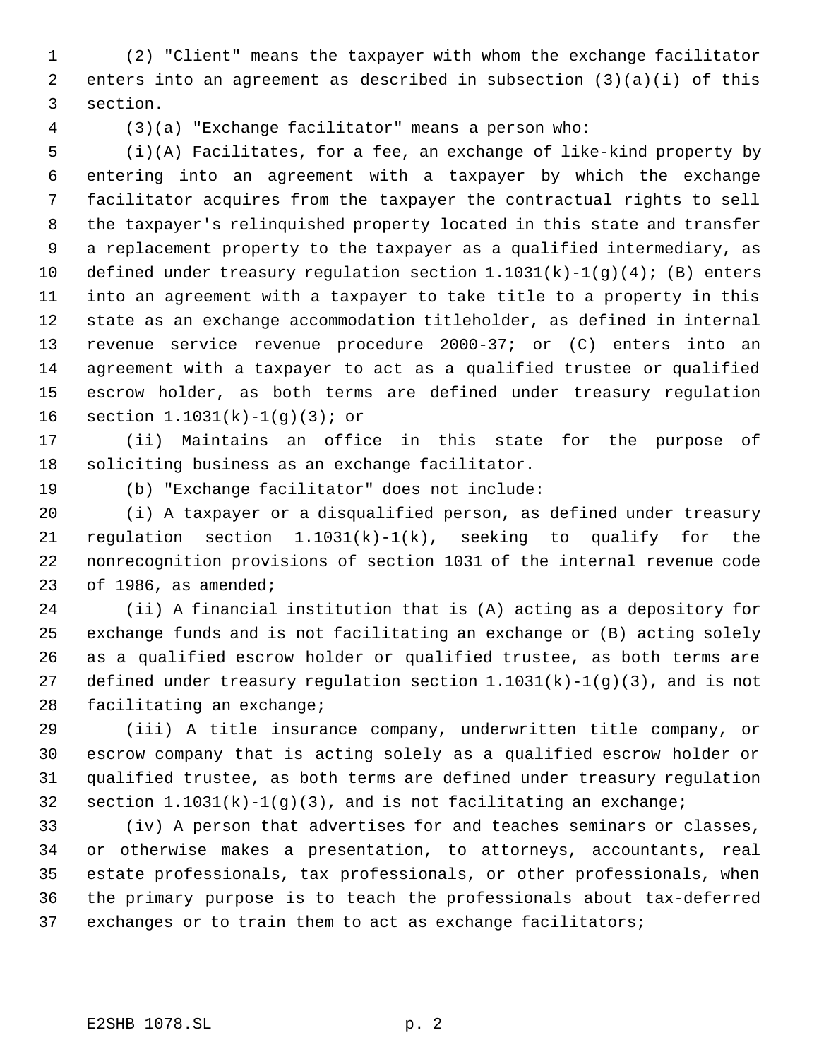(2) "Client" means the taxpayer with whom the exchange facilitator enters into an agreement as described in subsection (3)(a)(i) of this section.

(3)(a) "Exchange facilitator" means a person who:

(i)(A) Facilitates, for a fee, an exchange of like-kind property by entering into an agreement with a taxpayer by which the exchange facilitator acquires from the taxpayer the contractual rights to sell the taxpayer's relinquished property located in this state and transfer a replacement property to the taxpayer as a qualified intermediary, as defined under treasury regulation section 1.1031(k)-1(g)(4); (B) enters into an agreement with a taxpayer to take title to a property in this state as an exchange accommodation titleholder, as defined in internal revenue service revenue procedure 2000-37; or (C) enters into an agreement with a taxpayer to act as a qualified trustee or qualified escrow holder, as both terms are defined under treasury regulation section 1.1031(k)-1(g)(3); or

(ii) Maintains an office in this state for the purpose of soliciting business as an exchange facilitator.

(b) "Exchange facilitator" does not include:

(i) A taxpayer or a disqualified person, as defined under treasury regulation section 1.1031(k)-1(k), seeking to qualify for the nonrecognition provisions of section 1031 of the internal revenue code of 1986, as amended;

(ii) A financial institution that is (A) acting as a depository for exchange funds and is not facilitating an exchange or (B) acting solely as a qualified escrow holder or qualified trustee, as both terms are defined under treasury regulation section 1.1031(k)-1(g)(3), and is not facilitating an exchange;

(iii) A title insurance company, underwritten title company, or escrow company that is acting solely as a qualified escrow holder or qualified trustee, as both terms are defined under treasury regulation section 1.1031(k)-1(g)(3), and is not facilitating an exchange;

(iv) A person that advertises for and teaches seminars or classes, or otherwise makes a presentation, to attorneys, accountants, real estate professionals, tax professionals, or other professionals, when the primary purpose is to teach the professionals about tax-deferred exchanges or to train them to act as exchange facilitators;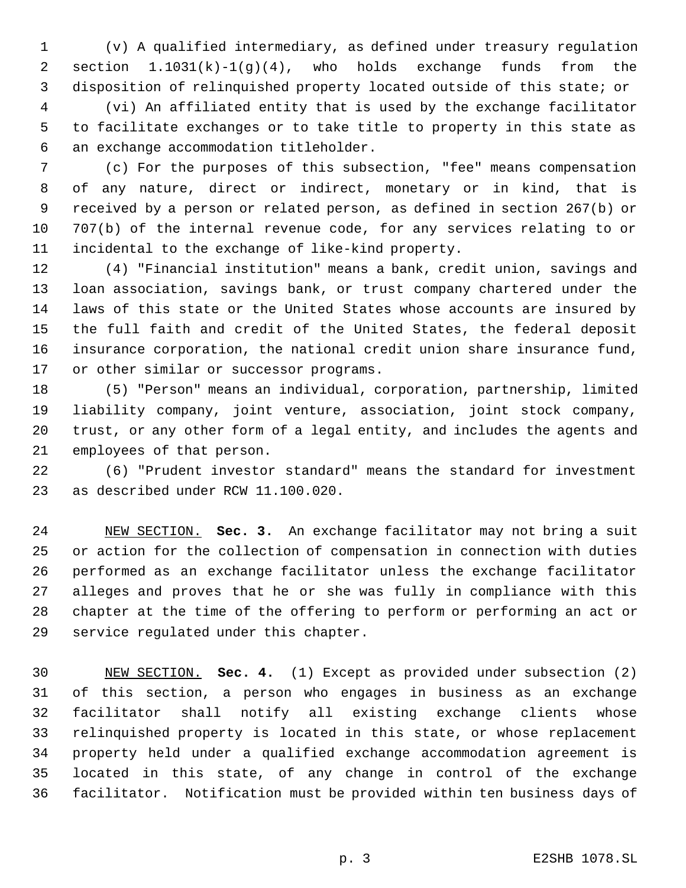(v) A qualified intermediary, as defined under treasury regulation section 1.1031(k)-1(g)(4), who holds exchange funds from the disposition of relinquished property located outside of this state; or

(vi) An affiliated entity that is used by the exchange facilitator to facilitate exchanges or to take title to property in this state as an exchange accommodation titleholder.

(c) For the purposes of this subsection, "fee" means compensation of any nature, direct or indirect, monetary or in kind, that is received by a person or related person, as defined in section 267(b) or 707(b) of the internal revenue code, for any services relating to or incidental to the exchange of like-kind property.

(4) "Financial institution" means a bank, credit union, savings and loan association, savings bank, or trust company chartered under the laws of this state or the United States whose accounts are insured by the full faith and credit of the United States, the federal deposit insurance corporation, the national credit union share insurance fund, or other similar or successor programs.

(5) "Person" means an individual, corporation, partnership, limited liability company, joint venture, association, joint stock company, trust, or any other form of a legal entity, and includes the agents and employees of that person.

(6) "Prudent investor standard" means the standard for investment as described under RCW 11.100.020.

NEW SECTION. **Sec. 3.** An exchange facilitator may not bring a suit or action for the collection of compensation in connection with duties performed as an exchange facilitator unless the exchange facilitator alleges and proves that he or she was fully in compliance with this chapter at the time of the offering to perform or performing an act or service regulated under this chapter.

NEW SECTION. **Sec. 4.** (1) Except as provided under subsection (2) of this section, a person who engages in business as an exchange facilitator shall notify all existing exchange clients whose relinquished property is located in this state, or whose replacement property held under a qualified exchange accommodation agreement is located in this state, of any change in control of the exchange facilitator. Notification must be provided within ten business days of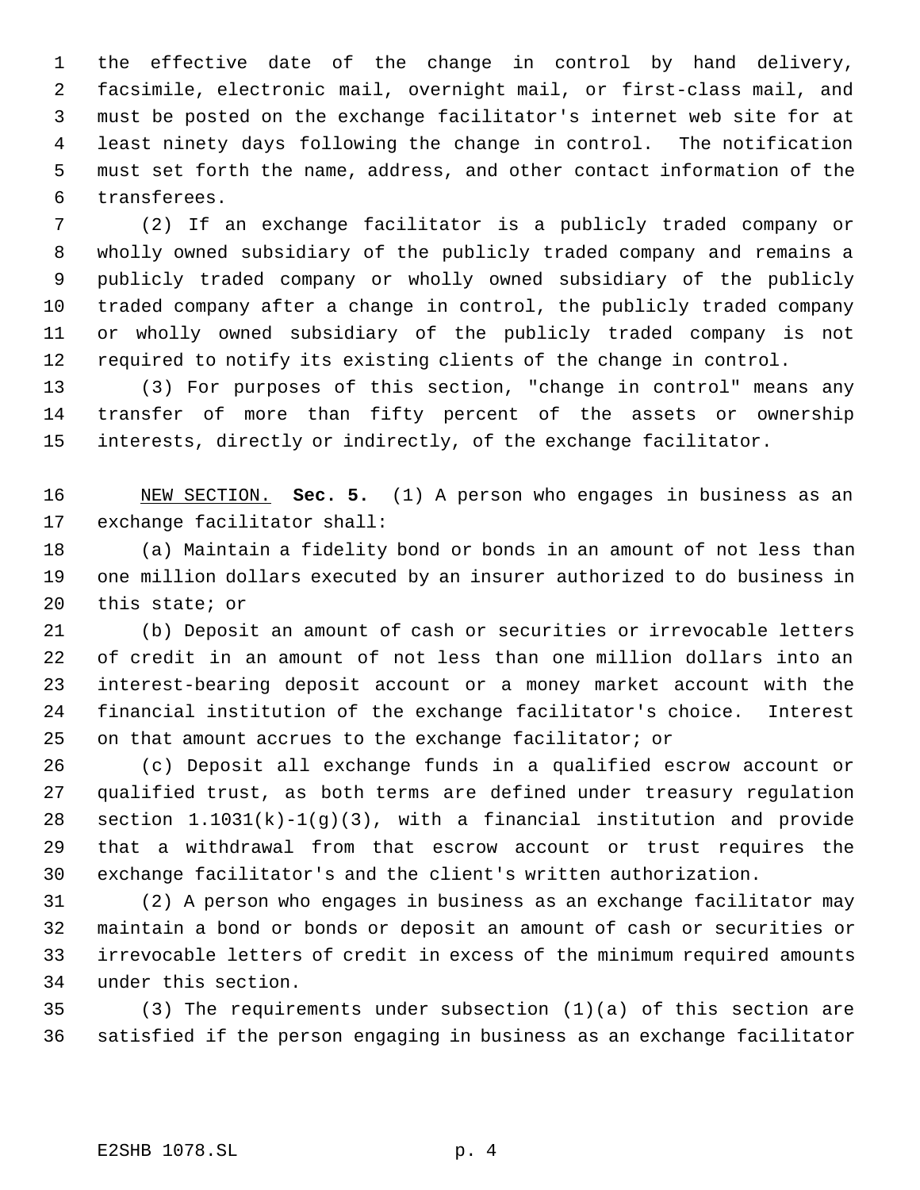the effective date of the change in control by hand delivery, facsimile, electronic mail, overnight mail, or first-class mail, and must be posted on the exchange facilitator's internet web site for at least ninety days following the change in control. The notification must set forth the name, address, and other contact information of the transferees.

(2) If an exchange facilitator is a publicly traded company or wholly owned subsidiary of the publicly traded company and remains a publicly traded company or wholly owned subsidiary of the publicly traded company after a change in control, the publicly traded company or wholly owned subsidiary of the publicly traded company is not required to notify its existing clients of the change in control.

(3) For purposes of this section, "change in control" means any transfer of more than fifty percent of the assets or ownership interests, directly or indirectly, of the exchange facilitator.

NEW SECTION. **Sec. 5.** (1) A person who engages in business as an exchange facilitator shall:

(a) Maintain a fidelity bond or bonds in an amount of not less than one million dollars executed by an insurer authorized to do business in this state; or

(b) Deposit an amount of cash or securities or irrevocable letters of credit in an amount of not less than one million dollars into an interest-bearing deposit account or a money market account with the financial institution of the exchange facilitator's choice. Interest on that amount accrues to the exchange facilitator; or

(c) Deposit all exchange funds in a qualified escrow account or qualified trust, as both terms are defined under treasury regulation section 1.1031(k)-1(g)(3), with a financial institution and provide that a withdrawal from that escrow account or trust requires the exchange facilitator's and the client's written authorization.

(2) A person who engages in business as an exchange facilitator may maintain a bond or bonds or deposit an amount of cash or securities or irrevocable letters of credit in excess of the minimum required amounts under this section.

(3) The requirements under subsection (1)(a) of this section are satisfied if the person engaging in business as an exchange facilitator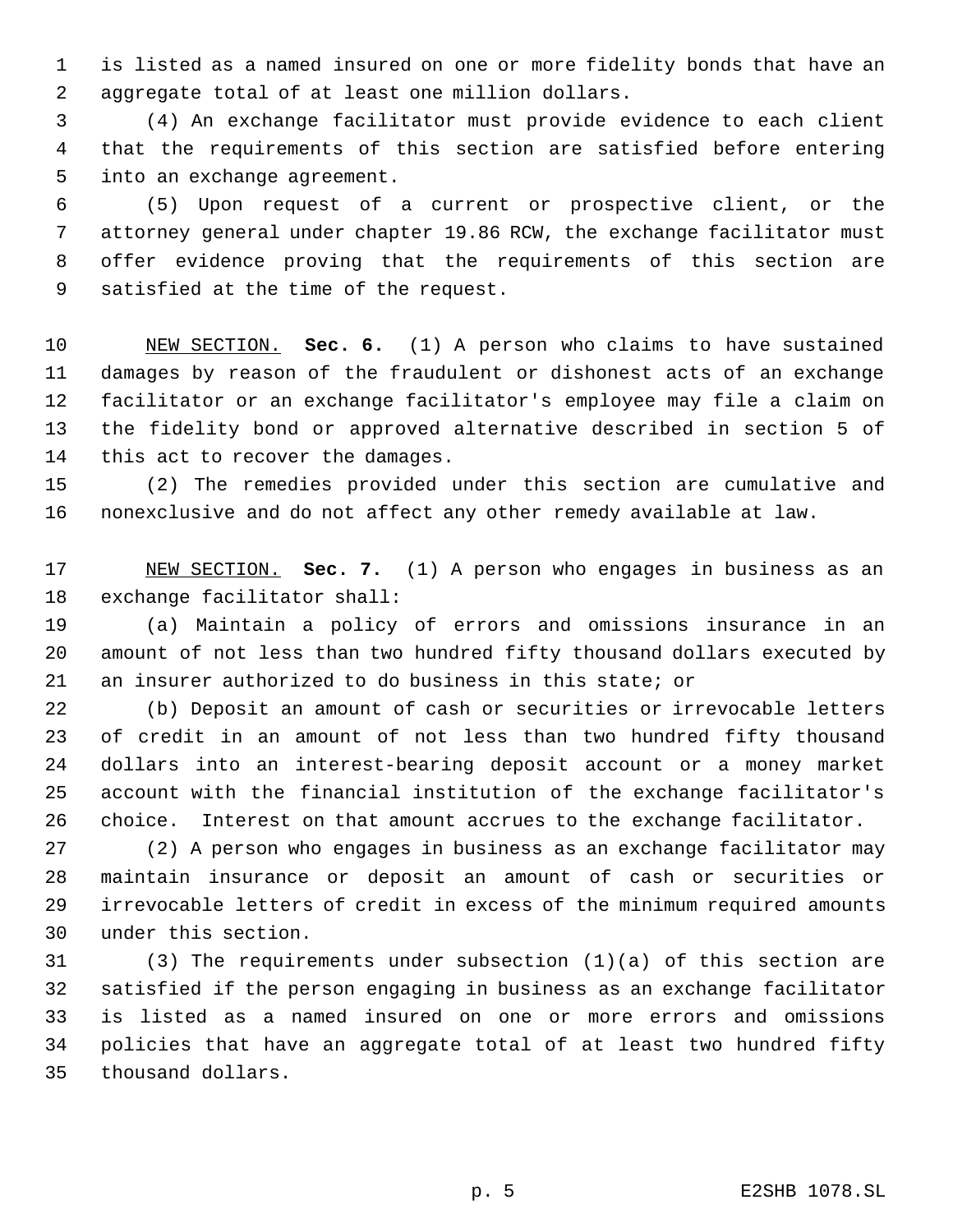is listed as a named insured on one or more fidelity bonds that have an aggregate total of at least one million dollars.

(4) An exchange facilitator must provide evidence to each client that the requirements of this section are satisfied before entering into an exchange agreement.

(5) Upon request of a current or prospective client, or the attorney general under chapter 19.86 RCW, the exchange facilitator must offer evidence proving that the requirements of this section are satisfied at the time of the request.

NEW SECTION. **Sec. 6.** (1) A person who claims to have sustained damages by reason of the fraudulent or dishonest acts of an exchange facilitator or an exchange facilitator's employee may file a claim on the fidelity bond or approved alternative described in section 5 of this act to recover the damages.

(2) The remedies provided under this section are cumulative and nonexclusive and do not affect any other remedy available at law.

NEW SECTION. **Sec. 7.** (1) A person who engages in business as an exchange facilitator shall:

(a) Maintain a policy of errors and omissions insurance in an amount of not less than two hundred fifty thousand dollars executed by an insurer authorized to do business in this state; or

(b) Deposit an amount of cash or securities or irrevocable letters of credit in an amount of not less than two hundred fifty thousand dollars into an interest-bearing deposit account or a money market account with the financial institution of the exchange facilitator's choice. Interest on that amount accrues to the exchange facilitator.

(2) A person who engages in business as an exchange facilitator may maintain insurance or deposit an amount of cash or securities or irrevocable letters of credit in excess of the minimum required amounts under this section.

(3) The requirements under subsection (1)(a) of this section are satisfied if the person engaging in business as an exchange facilitator is listed as a named insured on one or more errors and omissions policies that have an aggregate total of at least two hundred fifty thousand dollars.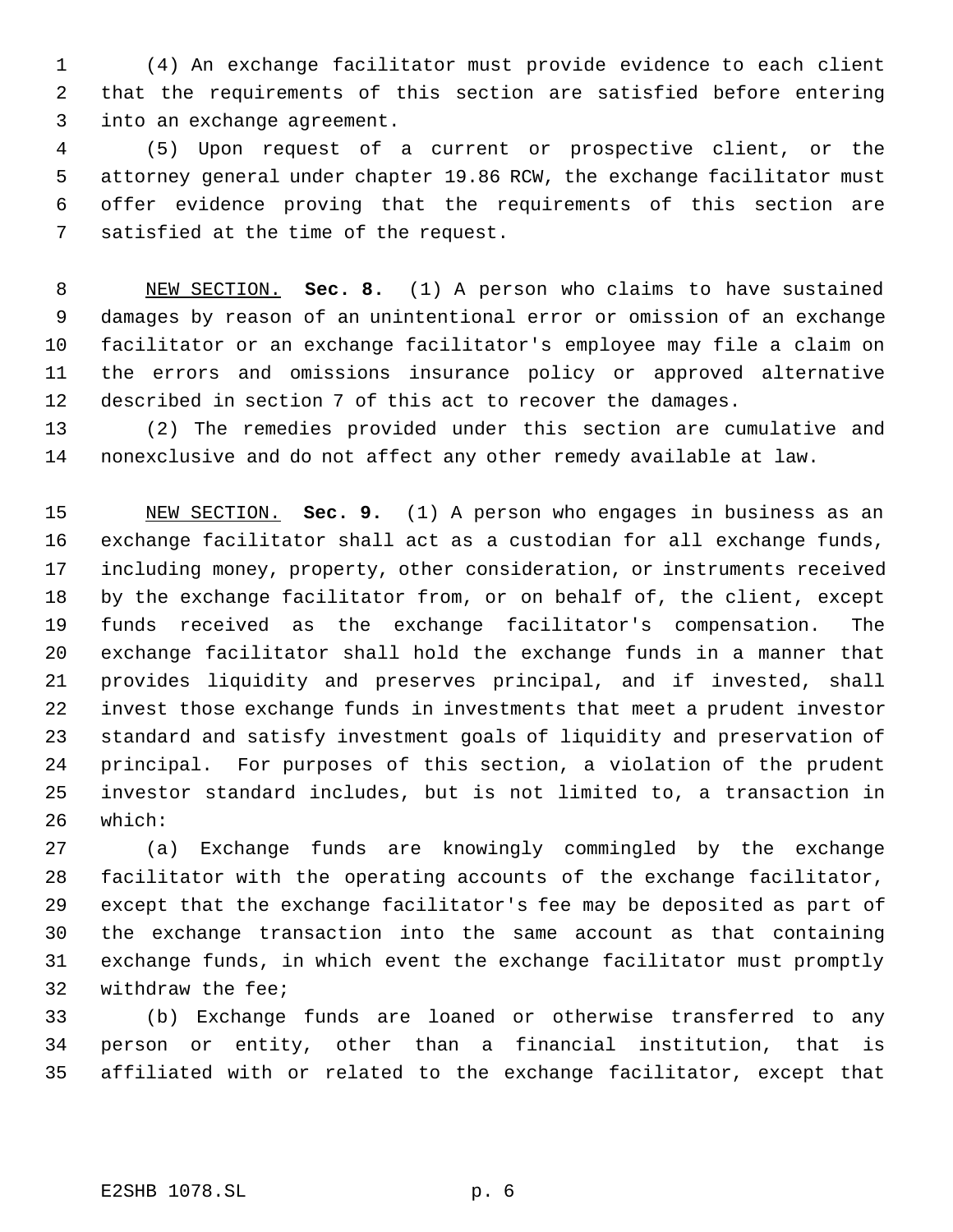(4) An exchange facilitator must provide evidence to each client that the requirements of this section are satisfied before entering into an exchange agreement.

(5) Upon request of a current or prospective client, or the attorney general under chapter 19.86 RCW, the exchange facilitator must offer evidence proving that the requirements of this section are satisfied at the time of the request.

NEW SECTION. **Sec. 8.** (1) A person who claims to have sustained damages by reason of an unintentional error or omission of an exchange facilitator or an exchange facilitator's employee may file a claim on the errors and omissions insurance policy or approved alternative described in section 7 of this act to recover the damages.

(2) The remedies provided under this section are cumulative and nonexclusive and do not affect any other remedy available at law.

NEW SECTION. **Sec. 9.** (1) A person who engages in business as an exchange facilitator shall act as a custodian for all exchange funds, including money, property, other consideration, or instruments received by the exchange facilitator from, or on behalf of, the client, except funds received as the exchange facilitator's compensation. The exchange facilitator shall hold the exchange funds in a manner that provides liquidity and preserves principal, and if invested, shall invest those exchange funds in investments that meet a prudent investor standard and satisfy investment goals of liquidity and preservation of principal. For purposes of this section, a violation of the prudent investor standard includes, but is not limited to, a transaction in which:

(a) Exchange funds are knowingly commingled by the exchange facilitator with the operating accounts of the exchange facilitator, except that the exchange facilitator's fee may be deposited as part of the exchange transaction into the same account as that containing exchange funds, in which event the exchange facilitator must promptly withdraw the fee;

(b) Exchange funds are loaned or otherwise transferred to any person or entity, other than a financial institution, that is affiliated with or related to the exchange facilitator, except that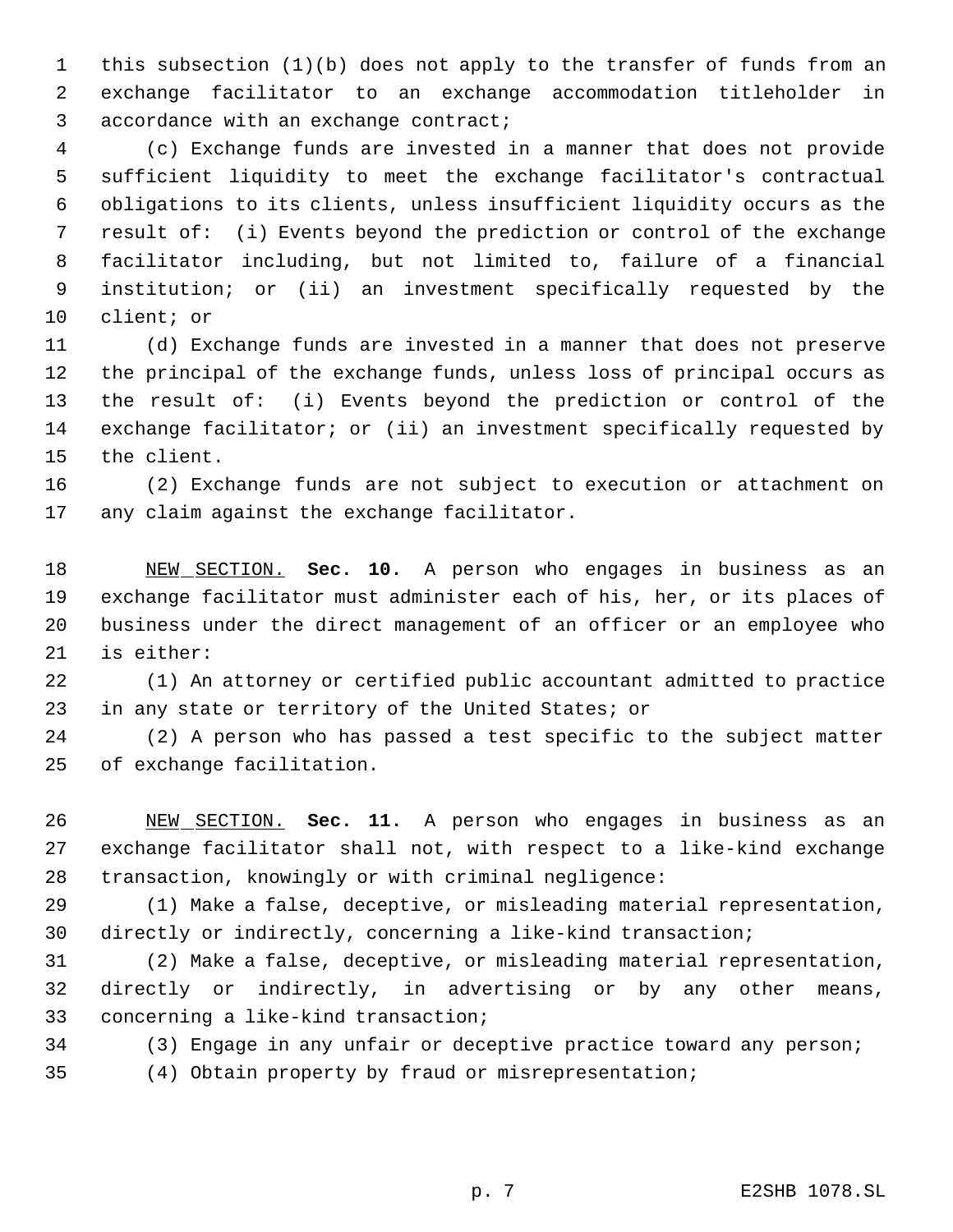this subsection (1)(b) does not apply to the transfer of funds from an exchange facilitator to an exchange accommodation titleholder in accordance with an exchange contract;

(c) Exchange funds are invested in a manner that does not provide sufficient liquidity to meet the exchange facilitator's contractual obligations to its clients, unless insufficient liquidity occurs as the result of: (i) Events beyond the prediction or control of the exchange facilitator including, but not limited to, failure of a financial institution; or (ii) an investment specifically requested by the client; or

(d) Exchange funds are invested in a manner that does not preserve the principal of the exchange funds, unless loss of principal occurs as the result of: (i) Events beyond the prediction or control of the exchange facilitator; or (ii) an investment specifically requested by the client.

(2) Exchange funds are not subject to execution or attachment on any claim against the exchange facilitator.

NEW SECTION. **Sec. 10.** A person who engages in business as an exchange facilitator must administer each of his, her, or its places of business under the direct management of an officer or an employee who is either:

(1) An attorney or certified public accountant admitted to practice in any state or territory of the United States; or

(2) A person who has passed a test specific to the subject matter of exchange facilitation.

NEW SECTION. **Sec. 11.** A person who engages in business as an exchange facilitator shall not, with respect to a like-kind exchange transaction, knowingly or with criminal negligence:

(1) Make a false, deceptive, or misleading material representation, directly or indirectly, concerning a like-kind transaction;

(2) Make a false, deceptive, or misleading material representation, directly or indirectly, in advertising or by any other means, concerning a like-kind transaction;

(3) Engage in any unfair or deceptive practice toward any person;

(4) Obtain property by fraud or misrepresentation;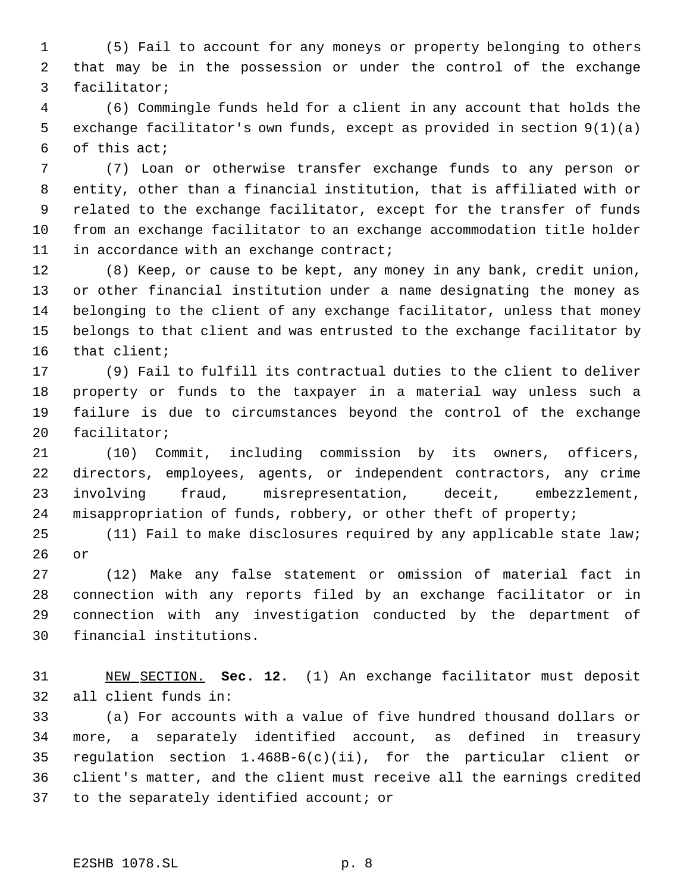(5) Fail to account for any moneys or property belonging to others that may be in the possession or under the control of the exchange facilitator;

(6) Commingle funds held for a client in any account that holds the exchange facilitator's own funds, except as provided in section 9(1)(a) of this act;

(7) Loan or otherwise transfer exchange funds to any person or entity, other than a financial institution, that is affiliated with or related to the exchange facilitator, except for the transfer of funds from an exchange facilitator to an exchange accommodation title holder in accordance with an exchange contract;

(8) Keep, or cause to be kept, any money in any bank, credit union, or other financial institution under a name designating the money as belonging to the client of any exchange facilitator, unless that money belongs to that client and was entrusted to the exchange facilitator by that client;

(9) Fail to fulfill its contractual duties to the client to deliver property or funds to the taxpayer in a material way unless such a failure is due to circumstances beyond the control of the exchange facilitator;

(10) Commit, including commission by its owners, officers, directors, employees, agents, or independent contractors, any crime involving fraud, misrepresentation, deceit, embezzlement, misappropriation of funds, robbery, or other theft of property;

(11) Fail to make disclosures required by any applicable state law; or

(12) Make any false statement or omission of material fact in connection with any reports filed by an exchange facilitator or in connection with any investigation conducted by the department of financial institutions.

NEW SECTION. **Sec. 12.** (1) An exchange facilitator must deposit all client funds in:

(a) For accounts with a value of five hundred thousand dollars or more, a separately identified account, as defined in treasury regulation section 1.468B-6(c)(ii), for the particular client or client's matter, and the client must receive all the earnings credited to the separately identified account; or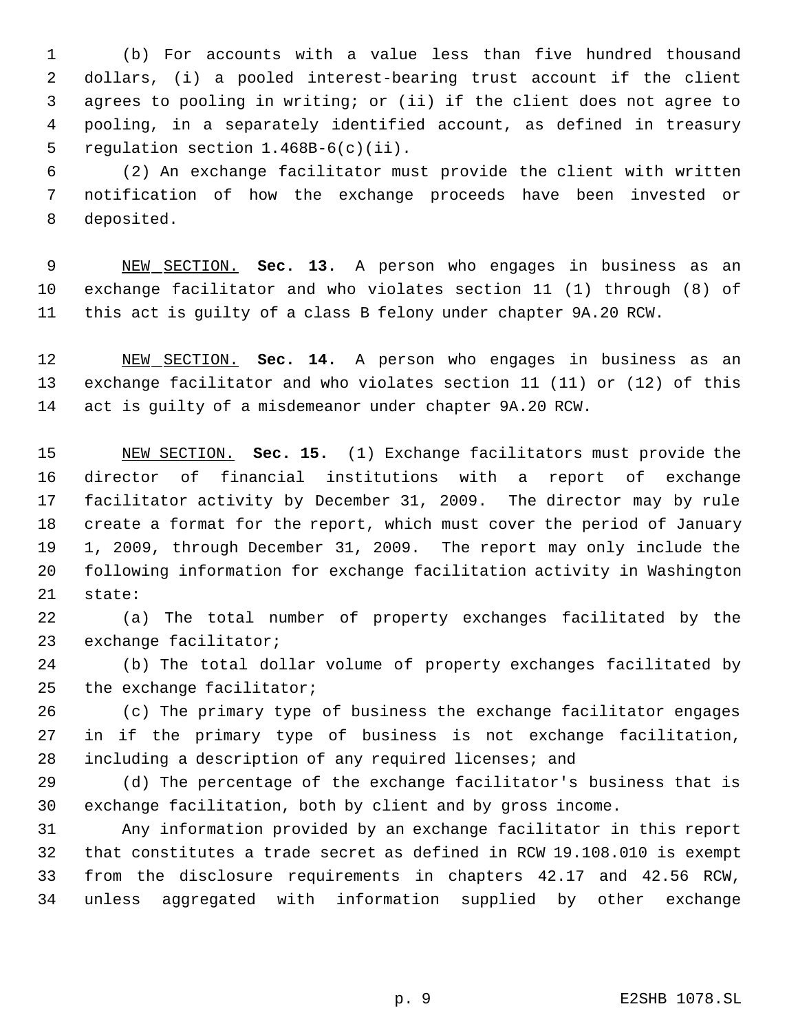(b) For accounts with a value less than five hundred thousand dollars, (i) a pooled interest-bearing trust account if the client agrees to pooling in writing; or (ii) if the client does not agree to pooling, in a separately identified account, as defined in treasury regulation section 1.468B-6(c)(ii).

(2) An exchange facilitator must provide the client with written notification of how the exchange proceeds have been invested or deposited.

NEW SECTION. **Sec. 13.** A person who engages in business as an exchange facilitator and who violates section 11 (1) through (8) of this act is guilty of a class B felony under chapter 9A.20 RCW.

NEW SECTION. **Sec. 14.** A person who engages in business as an exchange facilitator and who violates section 11 (11) or (12) of this act is guilty of a misdemeanor under chapter 9A.20 RCW.

NEW SECTION. **Sec. 15.** (1) Exchange facilitators must provide the director of financial institutions with a report of exchange facilitator activity by December 31, 2009. The director may by rule create a format for the report, which must cover the period of January 1, 2009, through December 31, 2009. The report may only include the following information for exchange facilitation activity in Washington state:

(a) The total number of property exchanges facilitated by the exchange facilitator;

(b) The total dollar volume of property exchanges facilitated by the exchange facilitator;

(c) The primary type of business the exchange facilitator engages in if the primary type of business is not exchange facilitation, including a description of any required licenses; and

(d) The percentage of the exchange facilitator's business that is exchange facilitation, both by client and by gross income.

Any information provided by an exchange facilitator in this report that constitutes a trade secret as defined in RCW 19.108.010 is exempt from the disclosure requirements in chapters 42.17 and 42.56 RCW, unless aggregated with information supplied by other exchange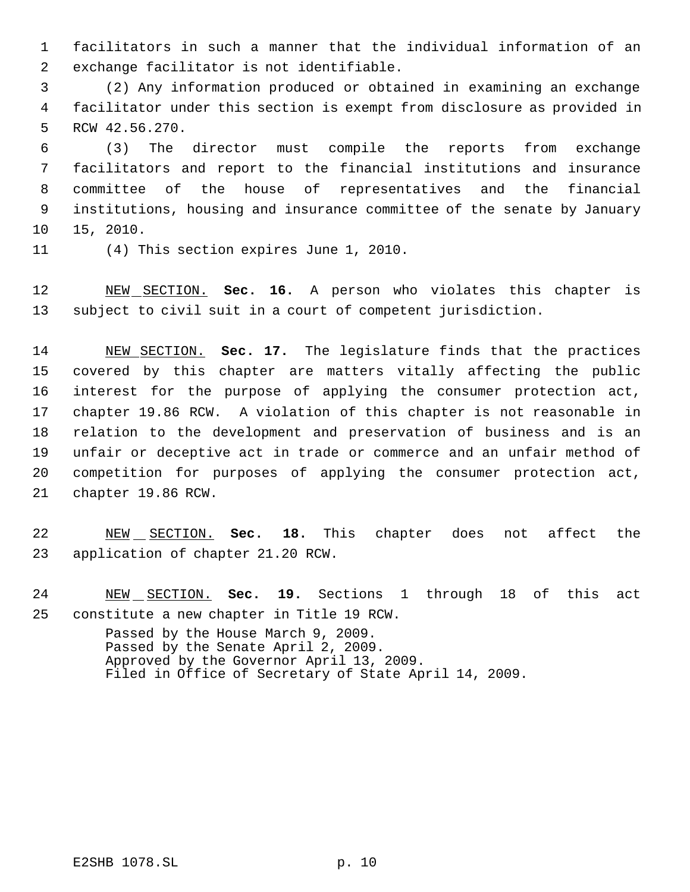facilitators in such a manner that the individual information of an exchange facilitator is not identifiable.

(2) Any information produced or obtained in examining an exchange facilitator under this section is exempt from disclosure as provided in RCW 42.56.270.

(3) The director must compile the reports from exchange facilitators and report to the financial institutions and insurance committee of the house of representatives and the financial institutions, housing and insurance committee of the senate by January 15, 2010.

(4) This section expires June 1, 2010.

NEW SECTION. **Sec. 16.** A person who violates this chapter is subject to civil suit in a court of competent jurisdiction.

NEW SECTION. **Sec. 17.** The legislature finds that the practices covered by this chapter are matters vitally affecting the public interest for the purpose of applying the consumer protection act, chapter 19.86 RCW. A violation of this chapter is not reasonable in relation to the development and preservation of business and is an unfair or deceptive act in trade or commerce and an unfair method of competition for purposes of applying the consumer protection act, chapter 19.86 RCW.

NEW SECTION. **Sec. 18.** This chapter does not affect the application of chapter 21.20 RCW.

NEW SECTION. **Sec. 19.** Sections 1 through 18 of this act constitute a new chapter in Title 19 RCW.

Passed by the House March 9, 2009.
Passed by the Senate April 2, 2009.
Approved by the Governor April 13, 2009.
Filed in Office of Secretary of State April 14, 2009.